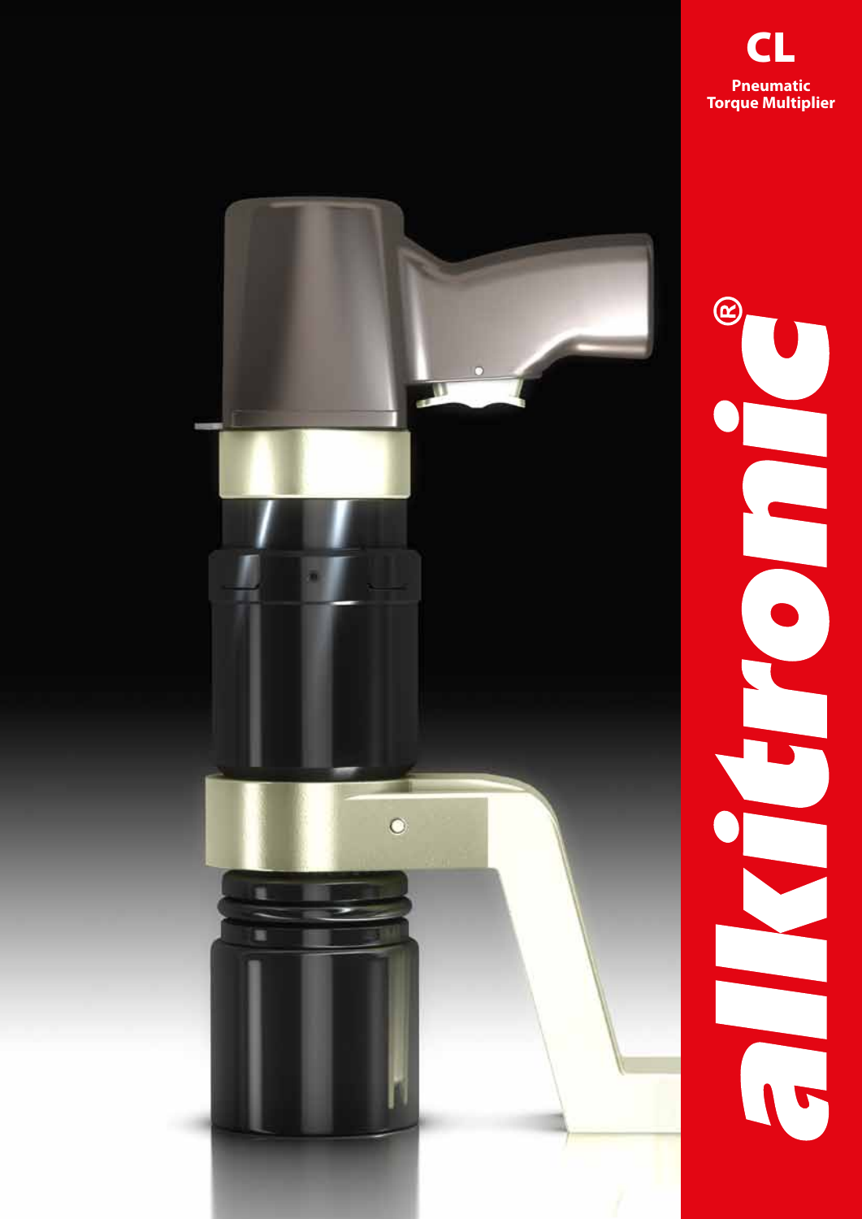# CL

**Pneumatic Torque Multiplier**

alkitronic®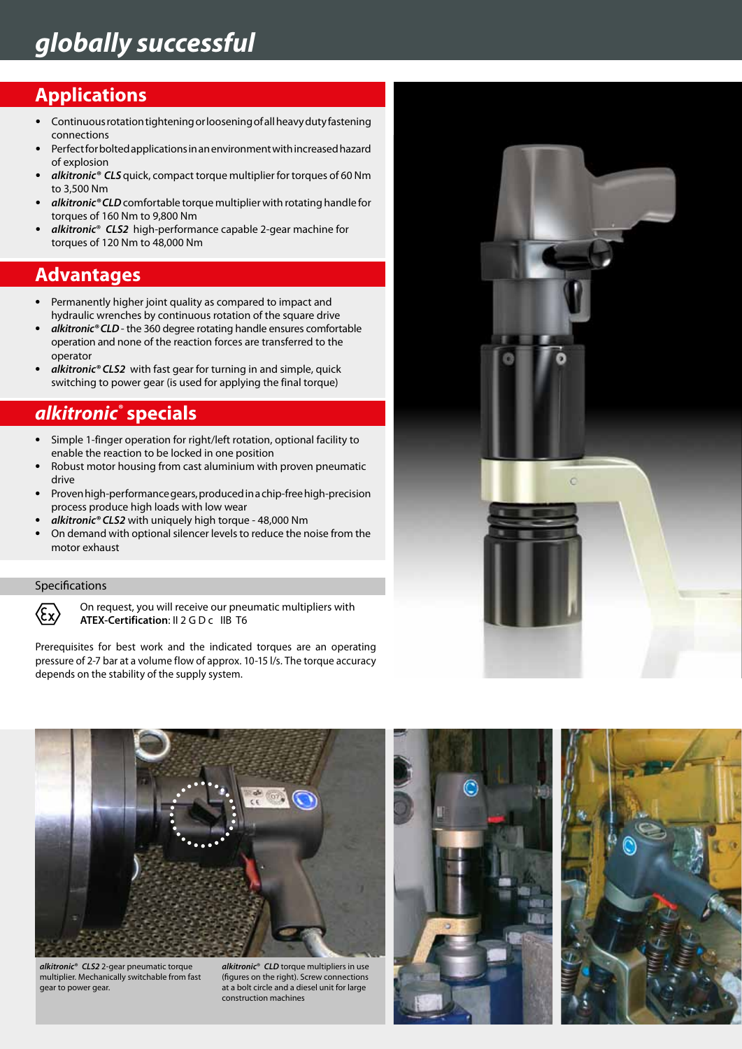# globally successful

## Applications

- Continuous rotation tightening or loosening of all heavy duty fastening connections
- Perfect for bolted applications in an environment with increased hazard of explosion
- ***alkitronic® CLS*** quick, compact torque multiplier for torques of 60 Nm to 3,500 Nm
- ***alkitronic® CLD*** comfortable torque multiplier with rotating handle for torques of 160 Nm to 9,800 Nm
- ***alkitronic® CLS2*** high-performance capable 2-gear machine for torques of 120 Nm to 48,000 Nm

## Advantages

- Permanently higher joint quality as compared to impact and hydraulic wrenches by continuous rotation of the square drive
- ***alkitronic® CLD*** - the 360 degree rotating handle ensures comfortable operation and none of the reaction forces are transferred to the operator
- ***alkitronic® CLS2*** with fast gear for turning in and simple, quick switching to power gear (is used for applying the final torque)

## *alkitronic®* specials

- Simple 1-finger operation for right/left rotation, optional facility to enable the reaction to be locked in one position
- Robust motor housing from cast aluminium with proven pneumatic drive
- Proven high-performance gears, produced in a chip-free high-precision process produce high loads with low wear
- ***alkitronic® CLS2*** with uniquely high torque - 48,000 Nm
- On demand with optional silencer levels to reduce the noise from the motor exhaust

### Specifications

On request, you will receive our pneumatic multipliers with **ATEX-Certification**: II 2 G D c IIB T6

Prerequisites for best work and the indicated torques are an operating pressure of 2-7 bar at a volume flow of approx. 10-15 l/s. The torque accuracy depends on the stability of the supply system.

***alkitronic® CLS2*** 2-gear pneumatic torque multiplier. Mechanically switchable from fast gear to power gear.

***alkitronic® CLD*** torque multipliers in use (figures on the right). Screw connections at a bolt circle and a diesel unit for large construction machines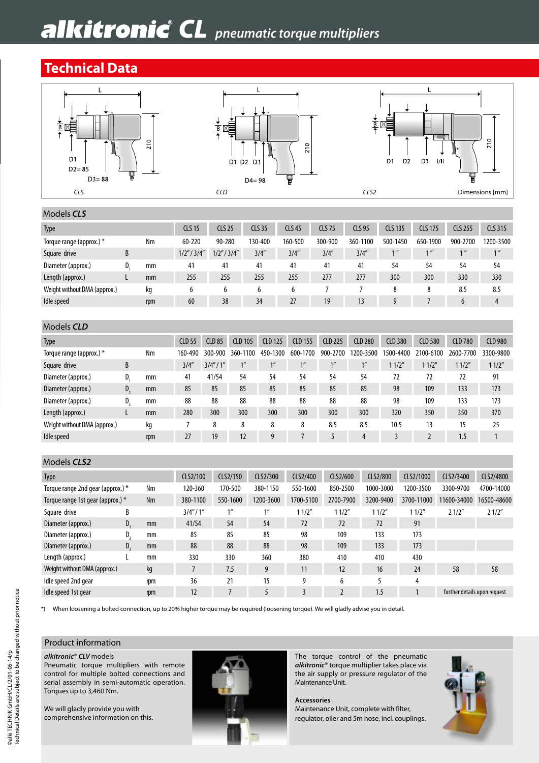# alkitronic® CL pneumatic torque multipliers

## Technical Data

L

B

D1

D2= 85

D3= 88

210

CLS

L

B

D1 D2 D3

D4= 98

210

CLD

L

B

D1 D2 D3 I/II

210

CLS2

Dimensions [mm]

### Models *CLS*

| Type | | | CLS 15 | CLS 25 | CLS 35 | CLS 45 | CLS 75 | CLS 95 | CLS 135 | CLS 175 | CLS 255 | CLS 315 |
|---|---|---|---|---|---|---|---|---|---|---|---|---|
| Torque range (approx.) * | | Nm | 60-220 | 90-280 | 130-400 | 160-500 | 300-900 | 360-1100 | 500-1450 | 650-1900 | 900-2700 | 1200-3500 |
| Square drive | B | | 1/2" / 3/4" | 1/2" / 3/4" | 3/4" | 3/4" | 3/4" | 3/4" | 1" | 1" | 1" | 1" |
| Diameter (approx.) | $D_1$ | mm | 41 | 41 | 41 | 41 | 41 | 41 | 54 | 54 | 54 | 54 |
| Length (approx.) | L | mm | 255 | 255 | 255 | 255 | 277 | 277 | 300 | 300 | 330 | 330 |
| Weight without DMA (approx.) | | kg | 6 | 6 | 6 | 6 | 7 | 7 | 8 | 8 | 8.5 | 8.5 |
| Idle speed | | rpm | 60 | 38 | 34 | 27 | 19 | 13 | 9 | 7 | 6 | 4 |

### Models *CLD*

| Type | | | CLD 55 | CLD 85 | CLD 105 | CLD 125 | CLD 155 | CLD 225 | CLD 280 | CLD 380 | CLD 580 | CLD 780 | CLD 980 |
|---|---|---|---|---|---|---|---|---|---|---|---|---|---|
| Torque range (approx.) * | | Nm | 160-490 | 300-900 | 360-1100 | 450-1300 | 600-1700 | 900-2700 | 1200-3500 | 1500-4400 | 2100-6100 | 2600-7700 | 3300-9800 |
| Square drive | B | | 3/4" | 3/4" / 1" | 1" | 1" | 1" | 1" | 1" | 1 1/2" | 1 1/2" | 1 1/2" | 1 1/2" |
| Diameter (approx.) | $D_1$ | mm | 41 | 41/54 | 54 | 54 | 54 | 54 | 54 | 72 | 72 | 72 | 91 |
| Diameter (approx.) | $D_2$ | mm | 85 | 85 | 85 | 85 | 85 | 85 | 85 | 98 | 109 | 133 | 173 |
| Diameter (approx.) | $D_3$ | mm | 88 | 88 | 88 | 88 | 88 | 88 | 88 | 98 | 109 | 133 | 173 |
| Length (approx.) | L | mm | 280 | 300 | 300 | 300 | 300 | 300 | 300 | 320 | 350 | 350 | 370 |
| Weight without DMA (approx.) | | kg | 7 | 8 | 8 | 8 | 8 | 8.5 | 8.5 | 10.5 | 13 | 15 | 25 |
| Idle speed | | rpm | 27 | 19 | 12 | 9 | 7 | 5 | 4 | 3 | 2 | 1.5 | 1 |

### Models *CLS2*

| Type | | | CLS2/100 | CLS2/150 | CLS2/300 | CLS2/400 | CLS2/600 | CLS2/800 | CLS2/1000 | CLS2/3400 | CLS2/4800 |
|---|---|---|---|---|---|---|---|---|---|---|---|
| Torque range 2nd gear (approx.) * | | Nm | 120-360 | 170-500 | 380-1150 | 550-1600 | 850-2500 | 1000-3000 | 1200-3500 | 3300-9700 | 4700-14000 |
| Torque range 1st gear (approx.) * | | Nm | 380-1100 | 550-1600 | 1200-3600 | 1700-5100 | 2700-7900 | 3200-9400 | 3700-11000 | 11600-34000 | 16500-48600 |
| Square drive | B | | 3/4" / 1" | 1" | 1" | 1 1/2" | 1 1/2" | 1 1/2" | 1 1/2" | 2 1/2" | 2 1/2" |
| Diameter (approx.) | $D_1$ | mm | 41/54 | 54 | 54 | 72 | 72 | 72 | 91 | | |
| Diameter (approx.) | $D_2$ | mm | 85 | 85 | 85 | 98 | 109 | 133 | 173 | | |
| Diameter (approx.) | $D_3$ | mm | 88 | 88 | 88 | 98 | 109 | 133 | 173 | | |
| Length (approx.) | L | mm | 330 | 330 | 360 | 380 | 410 | 410 | 430 | | |
| Weight without DMA (approx.) | | kg | 7 | 7.5 | 9 | 11 | 12 | 16 | 24 | 58 | 58 |
| Idle speed 2nd gear | | rpm | 36 | 21 | 15 | 9 | 6 | 5 | 4 | | |
| Idle speed 1st gear | | rpm | 12 | 7 | 5 | 3 | 2 | 1.5 | 1 | further details upon request | |

*) When loosening a bolted connection, up to 20% higher torque may be required (loosening torque). We will gladly advise you in detail.

## Product information

***alkitronic® CLV*** **models**
Pneumatic torque multipliers with remote control for multiple bolted connections and serial assembly in semi-automatic operation. Torques up to 3,460 Nm.

We will gladly provide you with comprehensive information on this.

The torque control of the pneumatic ***alkitronic®*** torque multiplier takes place via the air supply or pressure regulator of the Maintenance Unit.

**Accessories**
Maintenance Unit, complete with filter, regulator, oiler and 5m hose, incl. couplings.

©alki TECHNIK GmbH/CL/2/01-06-14/p
Technical Details are subject to be changed without prior notice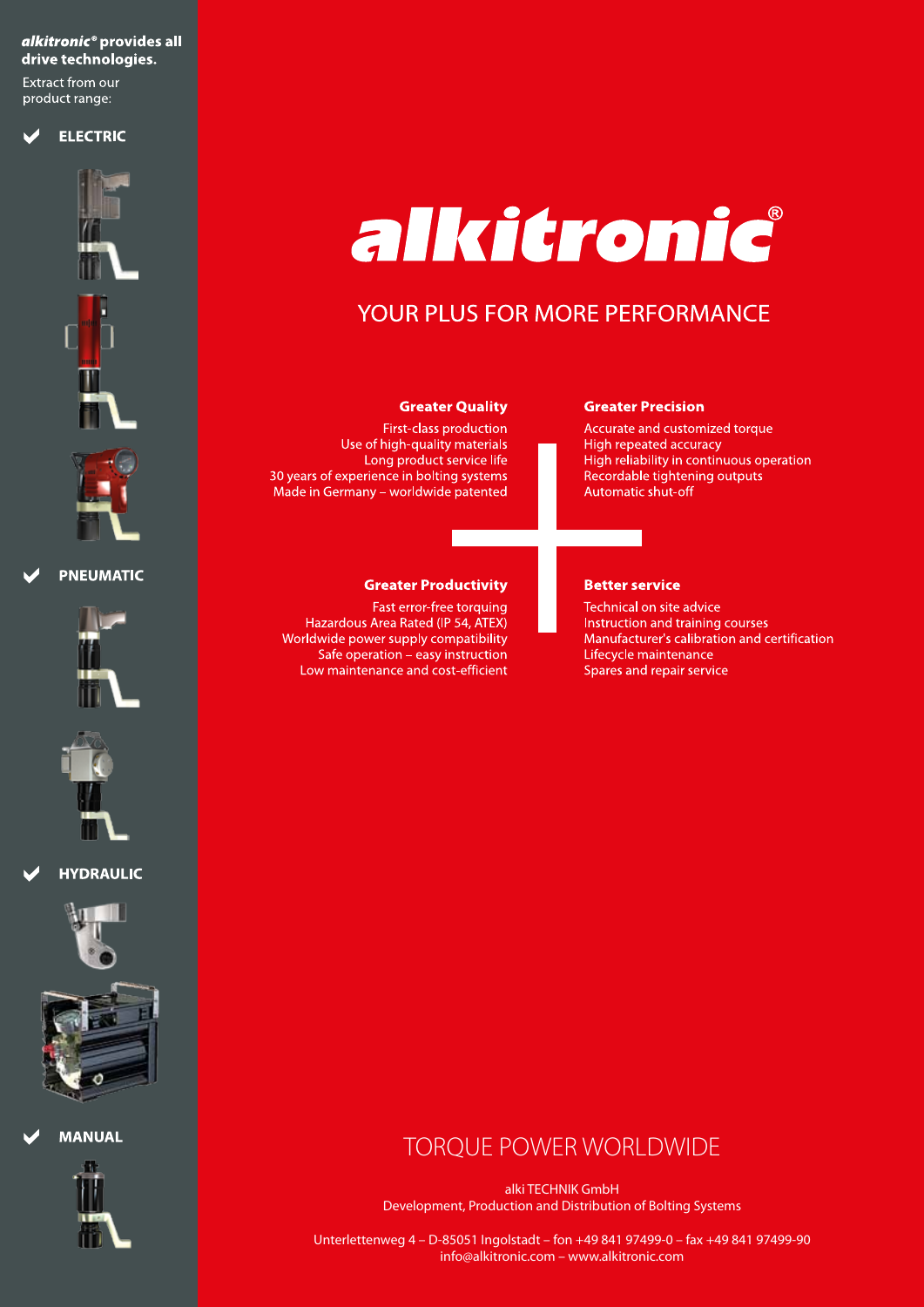***alkitronic®* provides all drive technologies.**

Extract from our product range:

- **ELECTRIC**
- **PNEUMATIC**
- **HYDRAULIC**
- **MANUAL**

# alkitronic®

## YOUR PLUS FOR MORE PERFORMANCE

### Greater Quality

First-class production
Use of high-quality materials
Long product service life
30 years of experience in bolting systems
Made in Germany – worldwide patented

### Greater Precision

Accurate and customized torque
High repeated accuracy
High reliability in continuous operation
Recordable tightening outputs
Automatic shut-off

### Greater Productivity

Fast error-free torquing
Hazardous Area Rated (IP 54, ATEX)
Worldwide power supply compatibility
Safe operation – easy instruction
Low maintenance and cost-efficient

### Better service

Technical on site advice
Instruction and training courses
Manufacturer's calibration and certification
Lifecycle maintenance
Spares and repair service

## TORQUE POWER WORLDWIDE

alki TECHNIK GmbH
Development, Production and Distribution of Bolting Systems

Unterlettenweg 4 – D-85051 Ingolstadt – fon +49 841 97499-0 – fax +49 841 97499-90
info@alkitronic.com – www.alkitronic.com